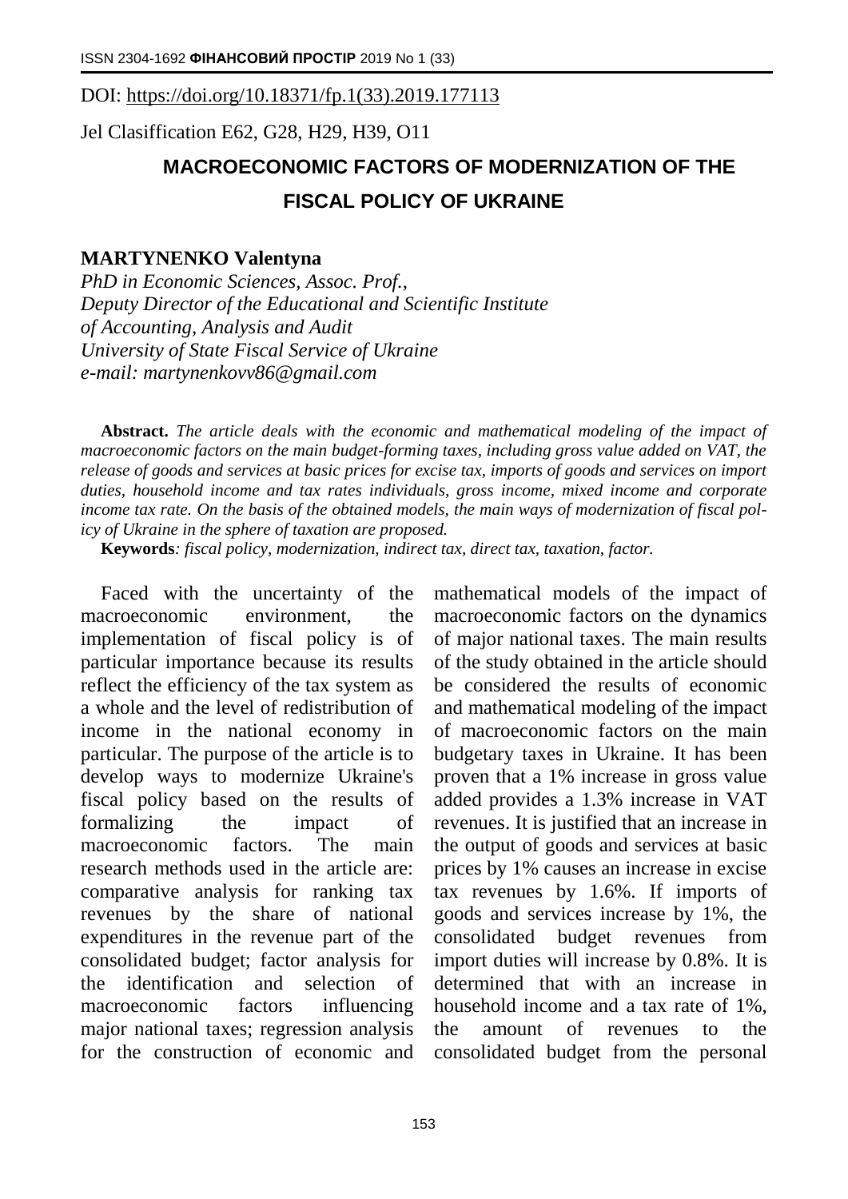DOI: https://doi.org/10.18371/fp.1(33).2019.177113

Jel Clasiffication E62, G28, H29, H39, O11

# MACROECONOMIC FACTORS OF MODERNIZATION OF THE FISCAL POLICY OF UKRAINE

**MARTYNENKO Valentyna**

*PhD in Economic Sciences, Assoc. Prof.,*
*Deputy Director of the Educational and Scientific Institute of Accounting, Analysis and Audit*
*University of State Fiscal Service of Ukraine*
*e-mail: martynenkovv86@gmail.com*

**Abstract.** *The article deals with the economic and mathematical modeling of the impact of macroeconomic factors on the main budget-forming taxes, including gross value added on VAT, the release of goods and services at basic prices for excise tax, imports of goods and services on import duties, household income and tax rates individuals, gross income, mixed income and corporate income tax rate. On the basis of the obtained models, the main ways of modernization of fiscal policy of Ukraine in the sphere of taxation are proposed.*

**Keywords***: fiscal policy, modernization, indirect tax, direct tax, taxation, factor.*

Faced with the uncertainty of the macroeconomic environment, the implementation of fiscal policy is of particular importance because its results reflect the efficiency of the tax system as a whole and the level of redistribution of income in the national economy in particular. The purpose of the article is to develop ways to modernize Ukraine's fiscal policy based on the results of formalizing the impact of macroeconomic factors. The main research methods used in the article are: comparative analysis for ranking tax revenues by the share of national expenditures in the revenue part of the consolidated budget; factor analysis for the identification and selection of macroeconomic factors influencing major national taxes; regression analysis for the construction of economic and mathematical models of the impact of macroeconomic factors on the dynamics of major national taxes. The main results of the study obtained in the article should be considered the results of economic and mathematical modeling of the impact of macroeconomic factors on the main budgetary taxes in Ukraine. It has been proven that a 1% increase in gross value added provides a 1.3% increase in VAT revenues. It is justified that an increase in the output of goods and services at basic prices by 1% causes an increase in excise tax revenues by 1.6%. If imports of goods and services increase by 1%, the consolidated budget revenues from import duties will increase by 0.8%. It is determined that with an increase in household income and a tax rate of 1%, the amount of revenues to the consolidated budget from the personal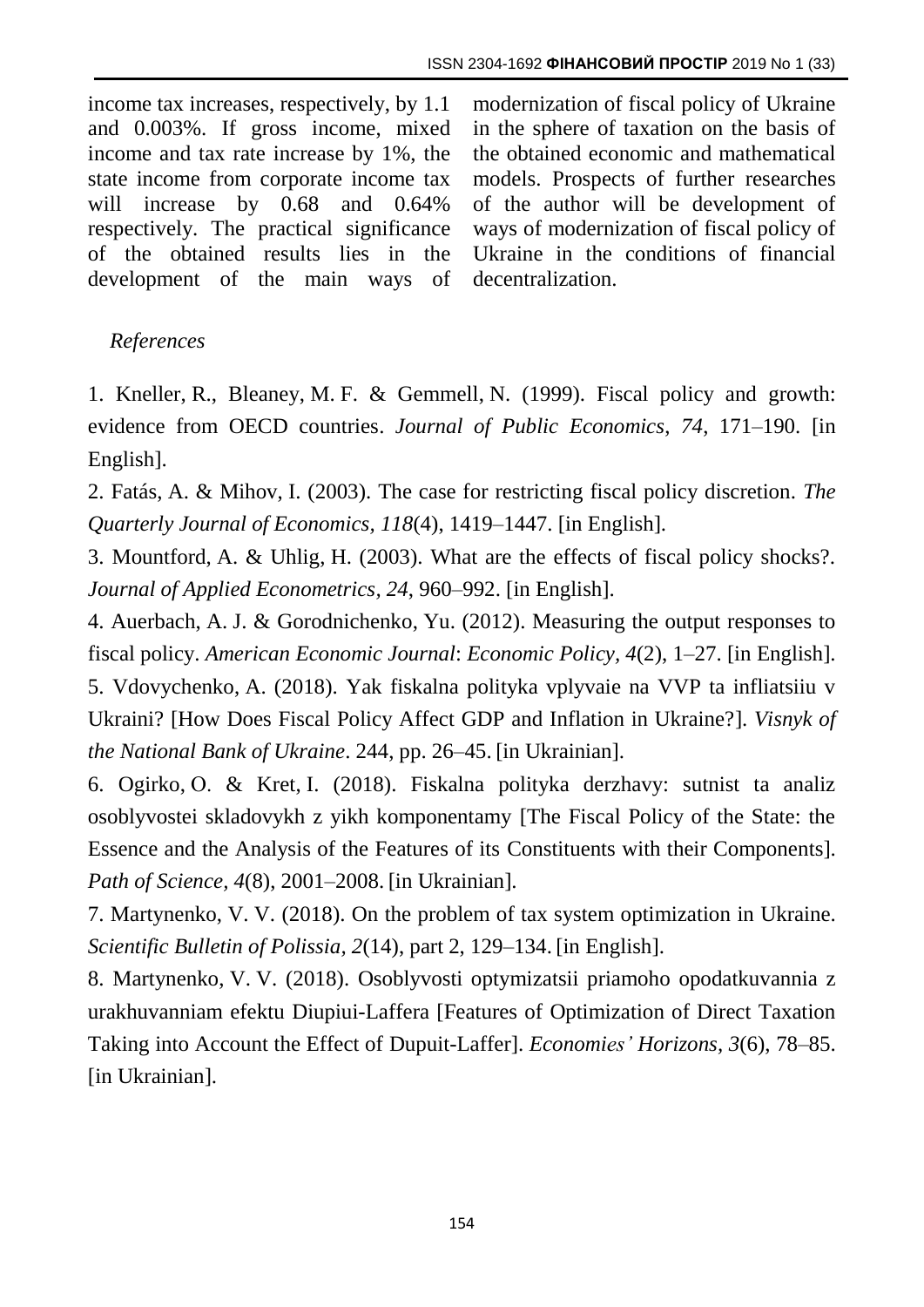income tax increases, respectively, by 1.1 and 0.003%. If gross income, mixed income and tax rate increase by 1%, the state income from corporate income tax will increase by 0.68 and 0.64% respectively. The practical significance of the obtained results lies in the development of the main ways of modernization of fiscal policy of Ukraine in the sphere of taxation on the basis of the obtained economic and mathematical models. Prospects of further researches of the author will be development of ways of modernization of fiscal policy of Ukraine in the conditions of financial decentralization.

*References*

1. Kneller, R., Bleaney, M. F. & Gemmell, N. (1999). Fiscal policy and growth: evidence from OECD countries. *Journal of Public Economics*, *74*, 171–190. [in English].

2. Fatás, A. & Mihov, I. (2003). The case for restricting fiscal policy discretion. *The Quarterly Journal of Economics*, *118*(4), 1419–1447. [in English].

3. Mountford, A. & Uhlig, H. (2003). What are the effects of fiscal policy shocks?. *Journal of Applied Econometrics*, *24*, 960–992. [in English].

4. Auerbach, A. J. & Gorodnichenko, Yu. (2012). Measuring the output responses to fiscal policy. *American Economic Journal*: *Economic Policy*, *4*(2), 1–27. [in English].

5. Vdovychenko, A. (2018). Yak fiskalna polityka vplyvaie na VVP ta infliatsiiu v Ukraini? [How Does Fiscal Policy Affect GDP and Inflation in Ukraine?]. *Visnyk of the National Bank of Ukraine*. 244, pp. 26–45. [in Ukrainian].

6. Ogirko, O. & Kret, I. (2018). Fiskalna polityka derzhavy: sutnist ta analiz osoblyvostei skladovykh z yikh komponentamy [The Fiscal Policy of the State: the Essence and the Analysis of the Features of its Constituents with their Components]. *Path of Science*, *4*(8), 2001–2008. [in Ukrainian].

7. Martynenko, V. V. (2018). On the problem of tax system optimization in Ukraine. *Scientific Bulletin of Polissia*, *2*(14), part 2, 129–134. [in English].

8. Martynenko, V. V. (2018). Osoblyvosti optymizatsii priamoho opodatkuvannia z urakhuvanniam efektu Diupiui-Laffera [Features of Optimization of Direct Taxation Taking into Account the Effect of Dupuit-Laffer]. *Economies' Horizons*, *3*(6), 78–85. [in Ukrainian].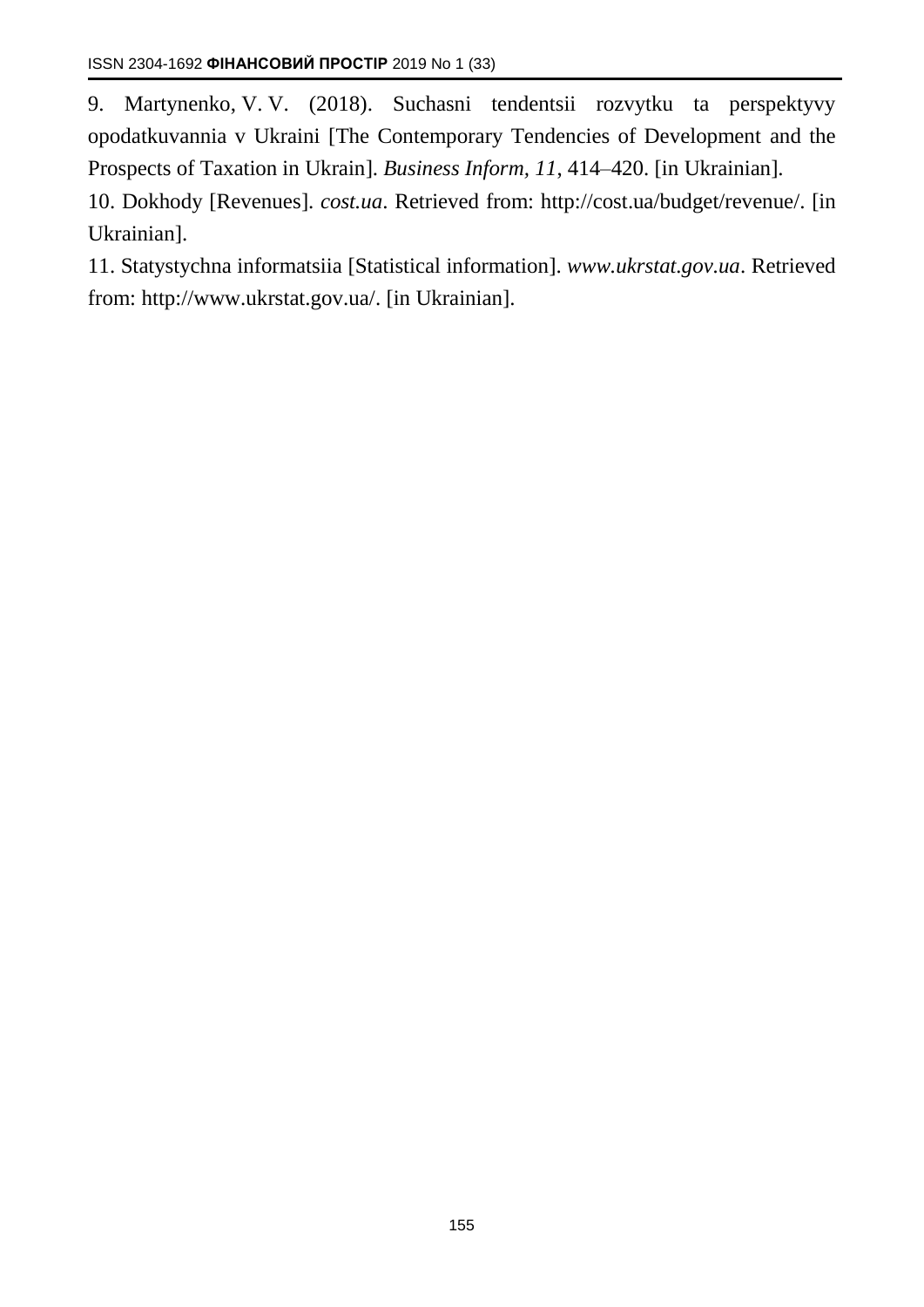9. Martynenko, V. V. (2018). Suchasni tendentsii rozvytku ta perspektyvy opodatkuvannia v Ukraini [The Contemporary Tendencies of Development and the Prospects of Taxation in Ukrain]. *Business Inform*, *11*, 414–420. [in Ukrainian].

10. Dokhody [Revenues]. *cost.ua*. Retrieved from: http://cost.ua/budget/revenue/. [in Ukrainian].

11. Statystychna informatsiia [Statistical information]. *www.ukrstat.gov.ua*. Retrieved from: http://www.ukrstat.gov.ua/. [in Ukrainian].